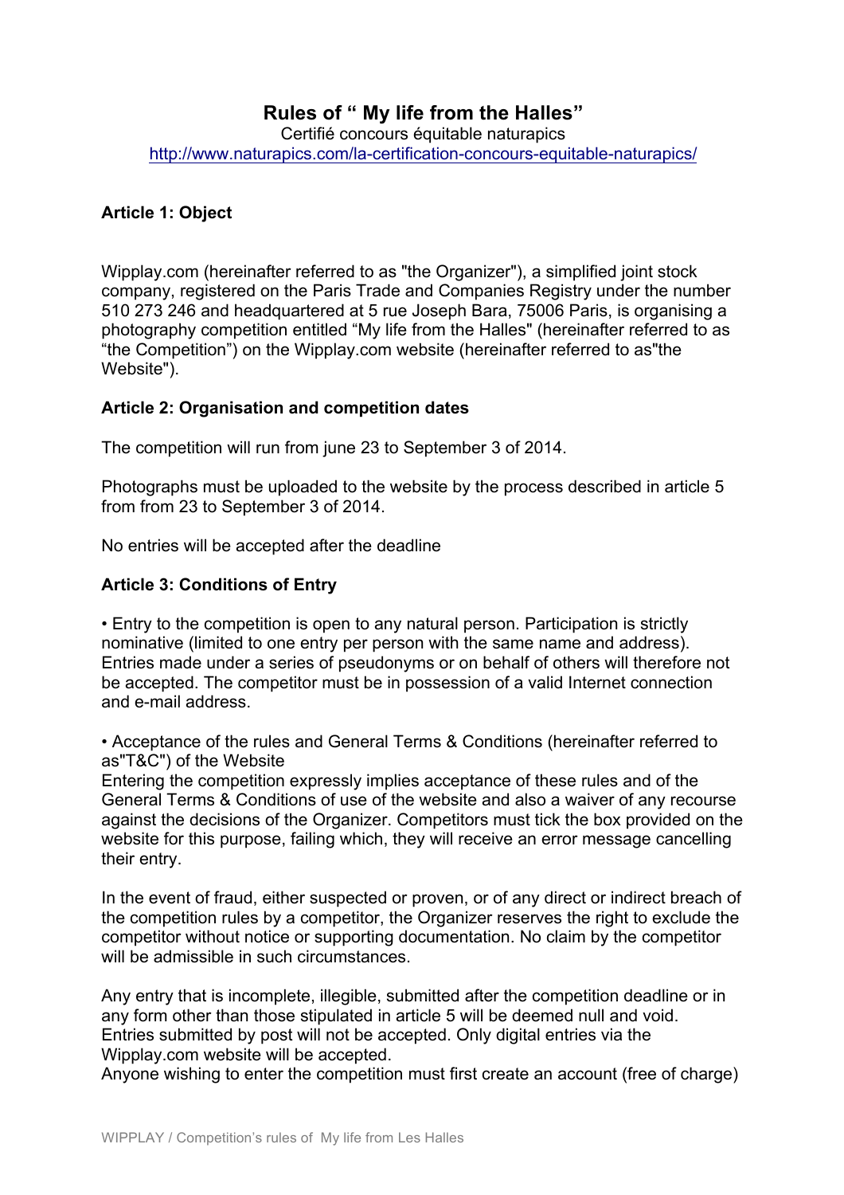# Rules of " My life from the Halles"

Certifié concours équitable naturapics

http://www.naturapics.com/la-certification-concours-equitable-naturapics/

## Article 1: Object

Wipplay.com (hereinafter referred to as "the Organizer"), a simplified joint stock company, registered on the Paris Trade and Companies Registry under the number 510 273 246 and headquartered at 5 rue Joseph Bara, 75006 Paris, is organising a photography competition entitled "My life from the Halles" (hereinafter referred to as "the Competition") on the Wipplay.com website (hereinafter referred to as"the Website").

## Article 2: Organisation and competition dates

The competition will run from june 23 to September 3 of 2014.

Photographs must be uploaded to the website by the process described in article 5 from from 23 to September 3 of 2014.

No entries will be accepted after the deadline

## Article 3: Conditions of Entry

• Entry to the competition is open to any natural person. Participation is strictly nominative (limited to one entry per person with the same name and address). Entries made under a series of pseudonyms or on behalf of others will therefore not be accepted. The competitor must be in possession of a valid Internet connection and e-mail address.

• Acceptance of the rules and General Terms & Conditions (hereinafter referred to as"T&C") of the Website

Entering the competition expressly implies acceptance of these rules and of the General Terms & Conditions of use of the website and also a waiver of any recourse against the decisions of the Organizer. Competitors must tick the box provided on the website for this purpose, failing which, they will receive an error message cancelling their entry.

In the event of fraud, either suspected or proven, or of any direct or indirect breach of the competition rules by a competitor, the Organizer reserves the right to exclude the competitor without notice or supporting documentation. No claim by the competitor will be admissible in such circumstances.

Any entry that is incomplete, illegible, submitted after the competition deadline or in any form other than those stipulated in article 5 will be deemed null and void. Entries submitted by post will not be accepted. Only digital entries via the Wipplay.com website will be accepted.

Anyone wishing to enter the competition must first create an account (free of charge)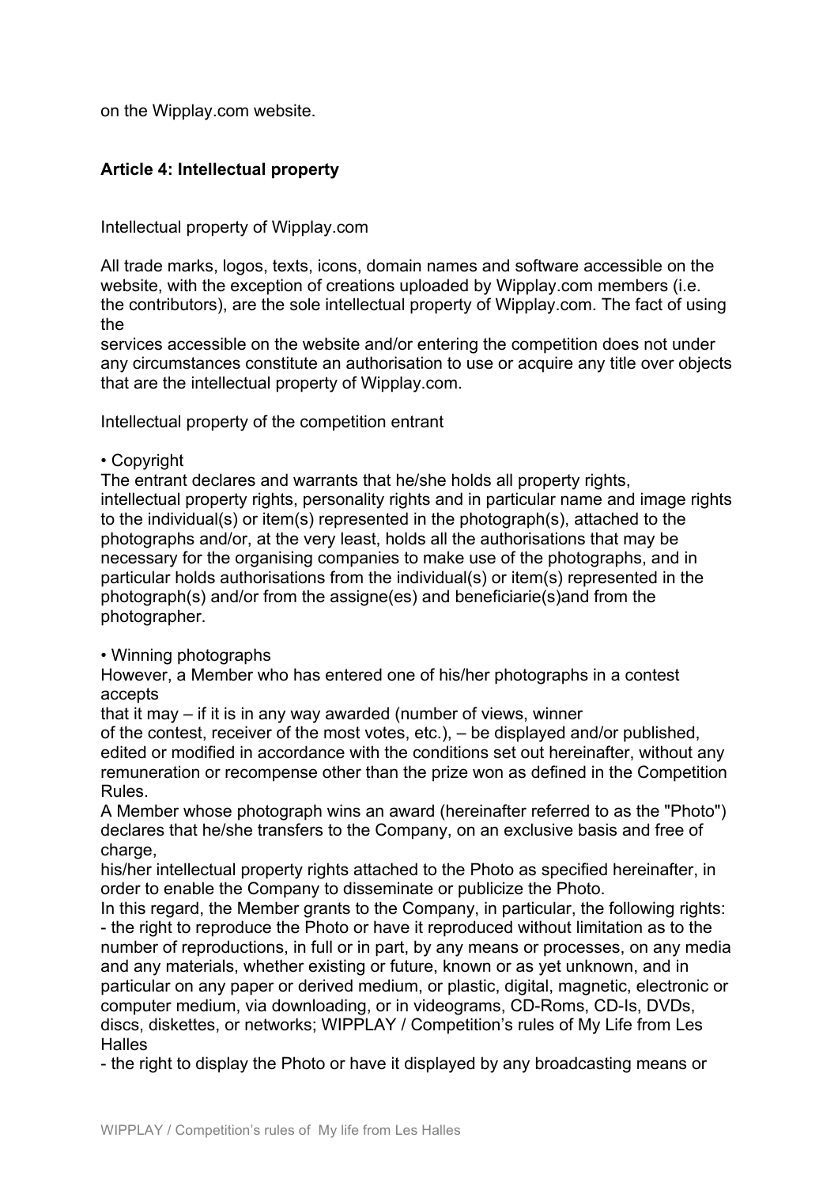on the Wipplay.com website.

**Article 4: Intellectual property**

Intellectual property of Wipplay.com

All trade marks, logos, texts, icons, domain names and software accessible on the website, with the exception of creations uploaded by Wipplay.com members (i.e. the contributors), are the sole intellectual property of Wipplay.com. The fact of using the services accessible on the website and/or entering the competition does not under any circumstances constitute an authorisation to use or acquire any title over objects that are the intellectual property of Wipplay.com.

Intellectual property of the competition entrant

• Copyright
The entrant declares and warrants that he/she holds all property rights, intellectual property rights, personality rights and in particular name and image rights to the individual(s) or item(s) represented in the photograph(s), attached to the photographs and/or, at the very least, holds all the authorisations that may be necessary for the organising companies to make use of the photographs, and in particular holds authorisations from the individual(s) or item(s) represented in the photograph(s) and/or from the assigne(es) and beneficiarie(s)and from the photographer.

• Winning photographs
However, a Member who has entered one of his/her photographs in a contest accepts that it may – if it is in any way awarded (number of views, winner of the contest, receiver of the most votes, etc.), – be displayed and/or published, edited or modified in accordance with the conditions set out hereinafter, without any remuneration or recompense other than the prize won as defined in the Competition Rules.
A Member whose photograph wins an award (hereinafter referred to as the "Photo") declares that he/she transfers to the Company, on an exclusive basis and free of charge, his/her intellectual property rights attached to the Photo as specified hereinafter, in order to enable the Company to disseminate or publicize the Photo.
In this regard, the Member grants to the Company, in particular, the following rights:
- the right to reproduce the Photo or have it reproduced without limitation as to the number of reproductions, in full or in part, by any means or processes, on any media and any materials, whether existing or future, known or as yet unknown, and in particular on any paper or derived medium, or plastic, digital, magnetic, electronic or computer medium, via downloading, or in videograms, CD-Roms, CD-Is, DVDs, discs, diskettes, or networks; WIPPLAY / Competition's rules of My Life from Les Halles
- the right to display the Photo or have it displayed by any broadcasting means or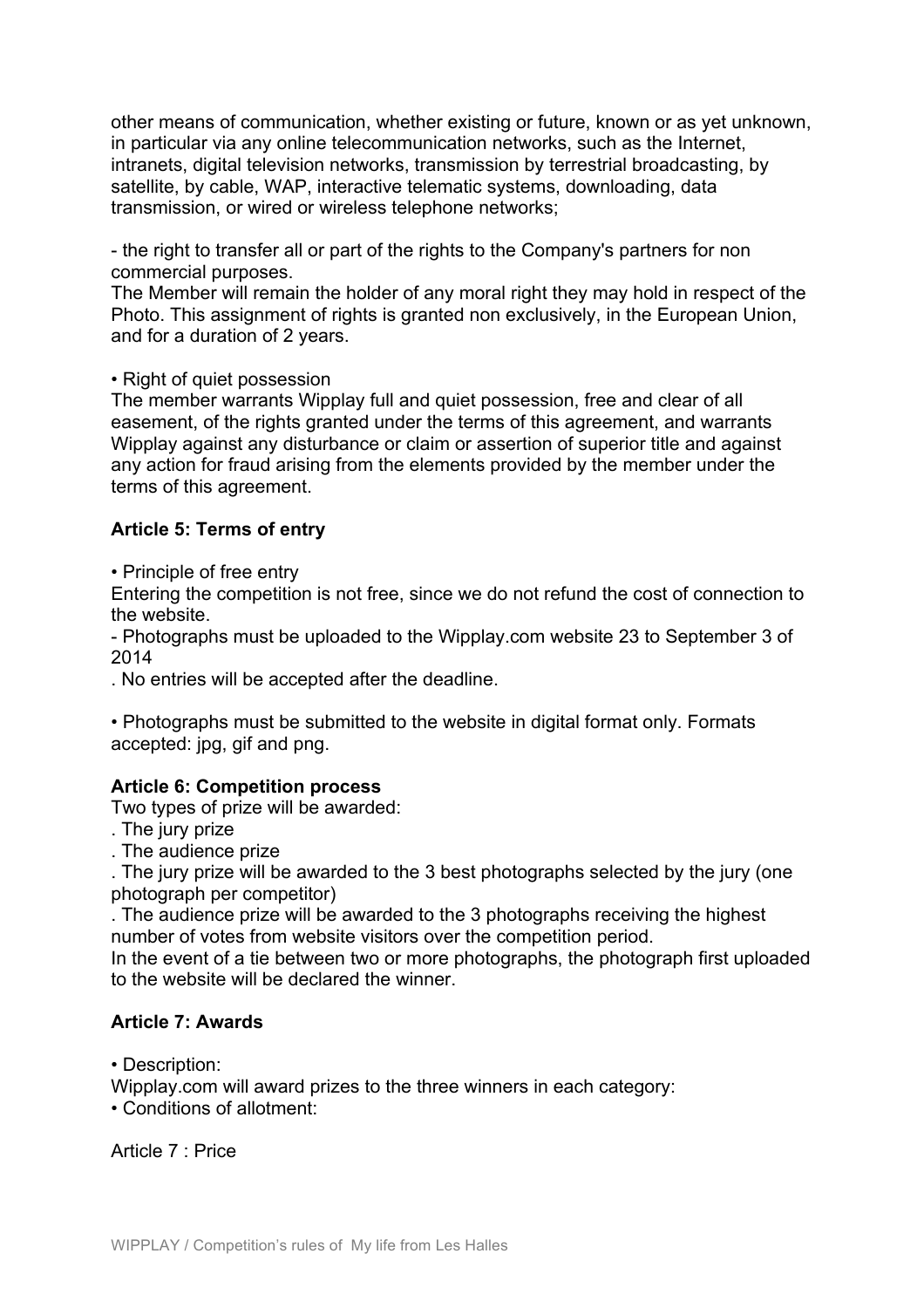other means of communication, whether existing or future, known or as yet unknown, in particular via any online telecommunication networks, such as the Internet, intranets, digital television networks, transmission by terrestrial broadcasting, by satellite, by cable, WAP, interactive telematic systems, downloading, data transmission, or wired or wireless telephone networks;

- the right to transfer all or part of the rights to the Company's partners for non commercial purposes.

The Member will remain the holder of any moral right they may hold in respect of the Photo. This assignment of rights is granted non exclusively, in the European Union, and for a duration of 2 years.

• Right of quiet possession

The member warrants Wipplay full and quiet possession, free and clear of all easement, of the rights granted under the terms of this agreement, and warrants Wipplay against any disturbance or claim or assertion of superior title and against any action for fraud arising from the elements provided by the member under the terms of this agreement.

**Article 5: Terms of entry**

• Principle of free entry

Entering the competition is not free, since we do not refund the cost of connection to the website.

- Photographs must be uploaded to the Wipplay.com website 23 to September 3 of 2014

. No entries will be accepted after the deadline.

• Photographs must be submitted to the website in digital format only. Formats accepted: jpg, gif and png.

**Article 6: Competition process**

Two types of prize will be awarded:

. The jury prize

. The audience prize

. The jury prize will be awarded to the 3 best photographs selected by the jury (one photograph per competitor)

. The audience prize will be awarded to the 3 photographs receiving the highest number of votes from website visitors over the competition period.

In the event of a tie between two or more photographs, the photograph first uploaded to the website will be declared the winner.

**Article 7: Awards**

• Description:

Wipplay.com will award prizes to the three winners in each category:

• Conditions of allotment:

Article 7 : Price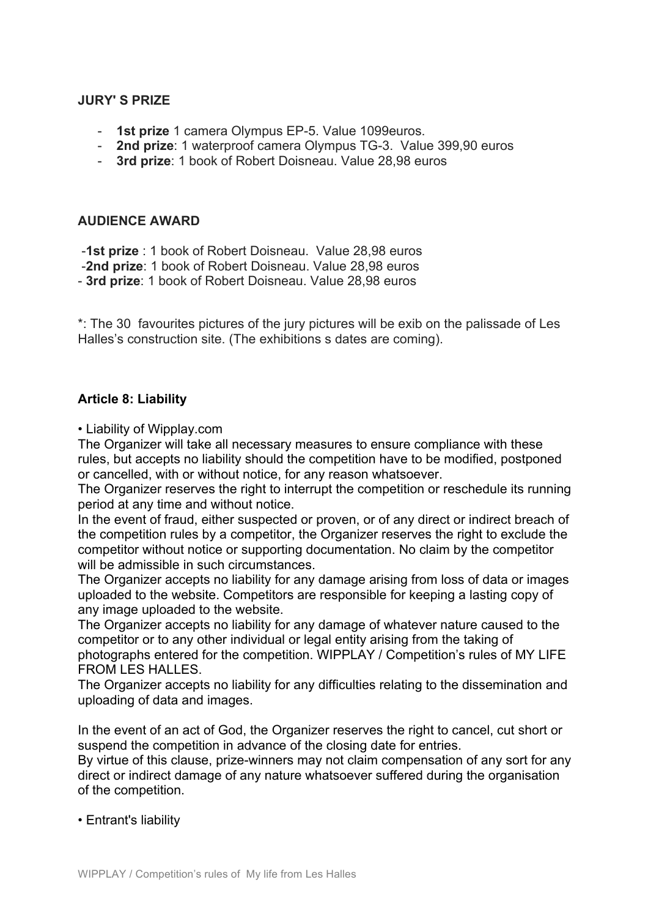**JURY' S PRIZE**

- **1st prize** 1 camera Olympus EP-5. Value 1099euros.
- **2nd prize**: 1 waterproof camera Olympus TG-3. Value 399,90 euros
- **3rd prize**: 1 book of Robert Doisneau. Value 28,98 euros

**AUDIENCE AWARD**

-**1st prize** : 1 book of Robert Doisneau. Value 28,98 euros
-**2nd prize**: 1 book of Robert Doisneau. Value 28,98 euros
- **3rd prize**: 1 book of Robert Doisneau. Value 28,98 euros

*: The 30 favourites pictures of the jury pictures will be exib on the palissade of Les Halles's construction site. (The exhibitions s dates are coming).

**Article 8: Liability**

• Liability of Wipplay.com

The Organizer will take all necessary measures to ensure compliance with these rules, but accepts no liability should the competition have to be modified, postponed or cancelled, with or without notice, for any reason whatsoever.

The Organizer reserves the right to interrupt the competition or reschedule its running period at any time and without notice.

In the event of fraud, either suspected or proven, or of any direct or indirect breach of the competition rules by a competitor, the Organizer reserves the right to exclude the competitor without notice or supporting documentation. No claim by the competitor will be admissible in such circumstances.

The Organizer accepts no liability for any damage arising from loss of data or images uploaded to the website. Competitors are responsible for keeping a lasting copy of any image uploaded to the website.

The Organizer accepts no liability for any damage of whatever nature caused to the competitor or to any other individual or legal entity arising from the taking of photographs entered for the competition. WIPPLAY / Competition's rules of MY LIFE FROM LES HALLES.

The Organizer accepts no liability for any difficulties relating to the dissemination and uploading of data and images.

In the event of an act of God, the Organizer reserves the right to cancel, cut short or suspend the competition in advance of the closing date for entries.

By virtue of this clause, prize-winners may not claim compensation of any sort for any direct or indirect damage of any nature whatsoever suffered during the organisation of the competition.

• Entrant's liability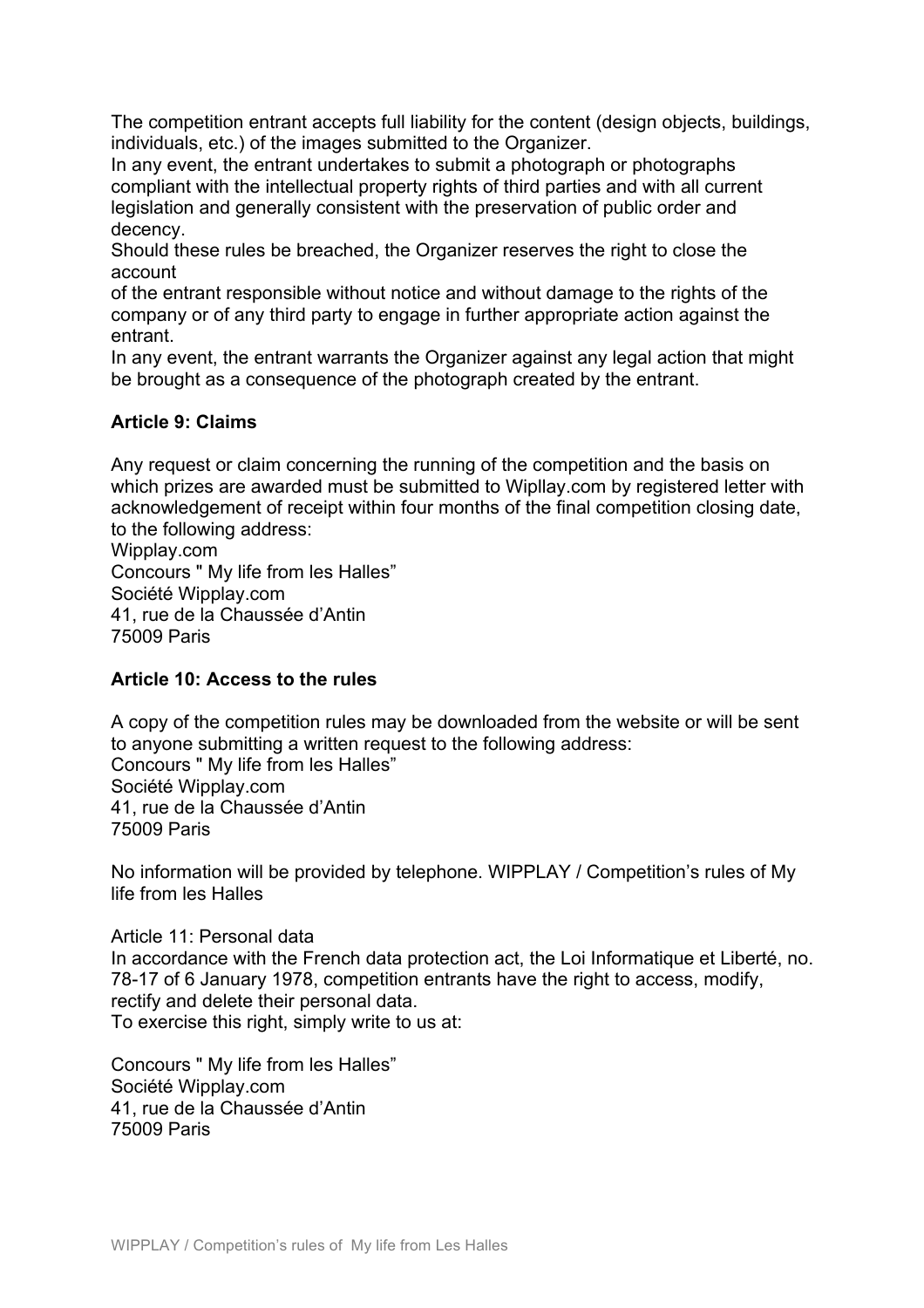The competition entrant accepts full liability for the content (design objects, buildings, individuals, etc.) of the images submitted to the Organizer.
In any event, the entrant undertakes to submit a photograph or photographs compliant with the intellectual property rights of third parties and with all current legislation and generally consistent with the preservation of public order and decency.
Should these rules be breached, the Organizer reserves the right to close the account
of the entrant responsible without notice and without damage to the rights of the company or of any third party to engage in further appropriate action against the entrant.
In any event, the entrant warrants the Organizer against any legal action that might be brought as a consequence of the photograph created by the entrant.

**Article 9: Claims**

Any request or claim concerning the running of the competition and the basis on which prizes are awarded must be submitted to Wipllay.com by registered letter with acknowledgement of receipt within four months of the final competition closing date, to the following address:
Wipplay.com
Concours " My life from les Halles"
Société Wipplay.com
41, rue de la Chaussée d'Antin
75009 Paris

**Article 10: Access to the rules**

A copy of the competition rules may be downloaded from the website or will be sent to anyone submitting a written request to the following address:
Concours " My life from les Halles"
Société Wipplay.com
41, rue de la Chaussée d'Antin
75009 Paris

No information will be provided by telephone. WIPPLAY / Competition's rules of My life from les Halles

Article 11: Personal data
In accordance with the French data protection act, the Loi Informatique et Liberté, no. 78-17 of 6 January 1978, competition entrants have the right to access, modify, rectify and delete their personal data.
To exercise this right, simply write to us at:

Concours " My life from les Halles"
Société Wipplay.com
41, rue de la Chaussée d'Antin
75009 Paris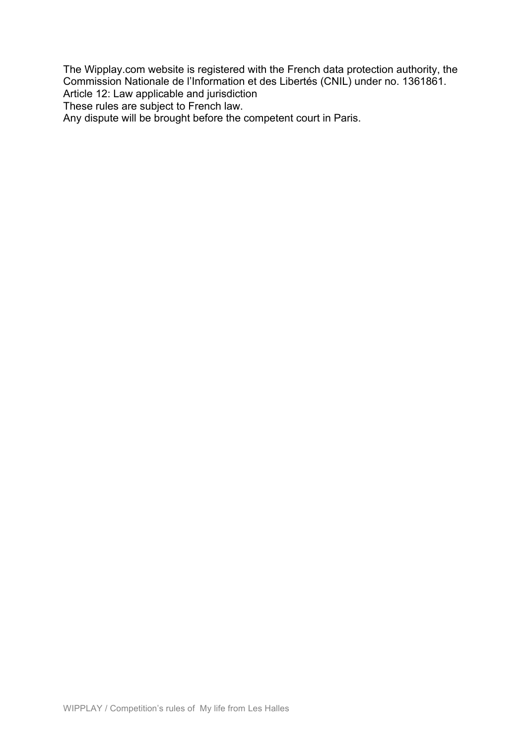The Wipplay.com website is registered with the French data protection authority, the Commission Nationale de l'Information et des Libertés (CNIL) under no. 1361861.

## Article 12: Law applicable and jurisdiction

These rules are subject to French law.

Any dispute will be brought before the competent court in Paris.